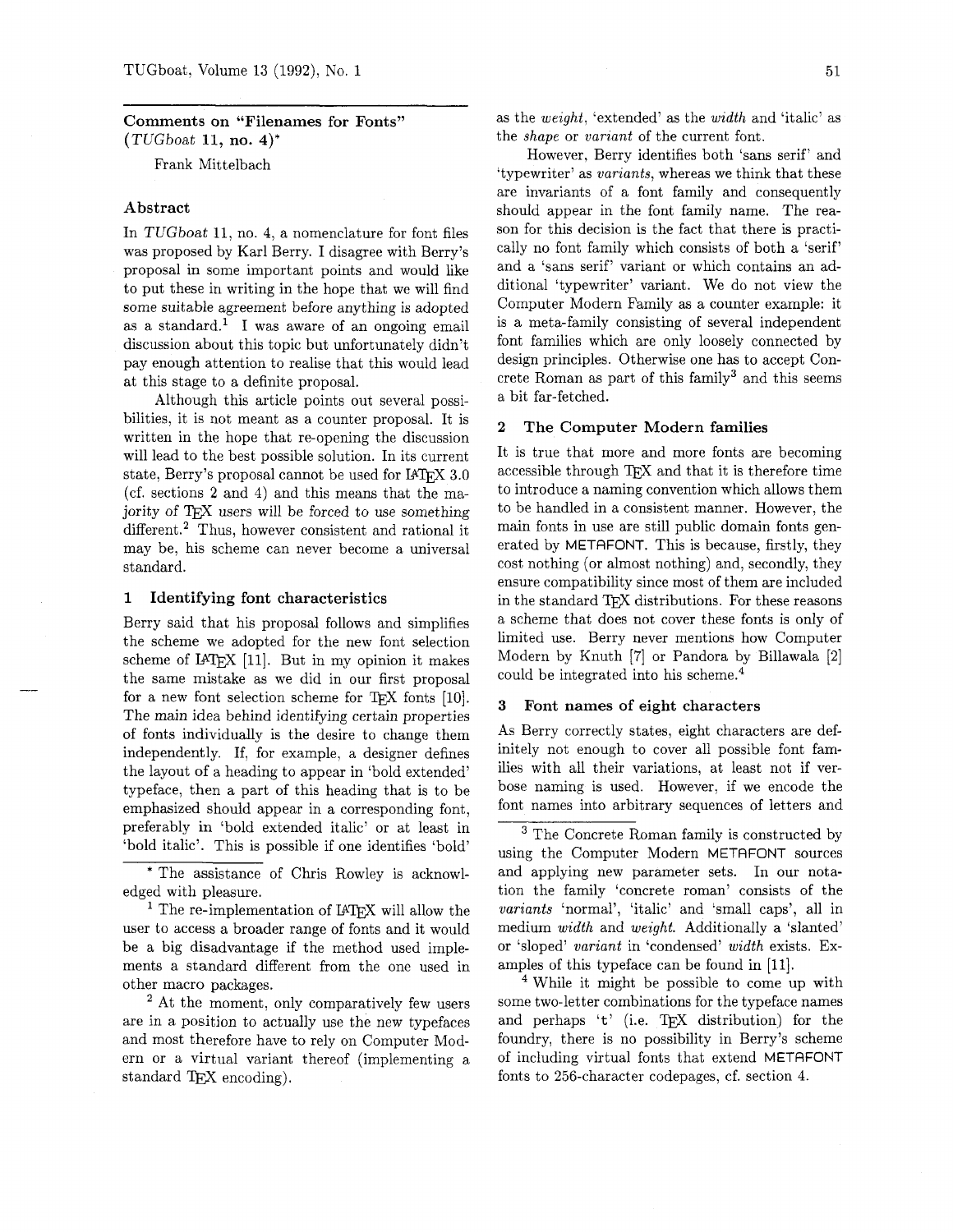## Comments on "Filenames for Fonts" (*TUGboat* 11, no. 4)*

Frank Mittelbach

### Abstract

In *TUGboat* 11, no. 4, a nomenclature for font files was proposed by Karl Berry. I disagree with Berry's proposal in some important points and would like to put these in writing in the hope that we will find some suitable agreement before anything is adopted as a standard.[1] I was aware of an ongoing email discussion about this topic but unfortunately didn't pay enough attention to realise that this would lead at this stage to a definite proposal.

Although this article points out several possibilities, it is not meant as a counter proposal. It is written in the hope that re-opening the discussion will lead to the best possible solution. In its current state, Berry's proposal cannot be used for LaTeX 3.0 (cf. sections 2 and 4) and this means that the majority of TeX users will be forced to use something different.[2] Thus, however consistent and rational it may be, his scheme can never become a universal standard.

### 1 Identifying font characteristics

Berry said that his proposal follows and simplifies the scheme we adopted for the new font selection scheme of LaTeX [11]. But in my opinion it makes the same mistake as we did in our first proposal for a new font selection scheme for TeX fonts [10]. The main idea behind identifying certain properties of fonts individually is the desire to change them independently. If, for example, a designer defines the layout of a heading to appear in 'bold extended' typeface, then a part of this heading that is to be emphasized should appear in a corresponding font, preferably in 'bold extended italic' or at least in 'bold italic'. This is possible if one identifies 'bold' as the *weight*, 'extended' as the *width* and 'italic' as the *shape* or *variant* of the current font.

However, Berry identifies both 'sans serif' and 'typewriter' as *variants*, whereas we think that these are invariants of a font family and consequently should appear in the font family name. The reason for this decision is the fact that there is practically no font family which consists of both a 'serif' and a 'sans serif' variant or which contains an additional 'typewriter' variant. We do not view the Computer Modern Family as a counter example: it is a meta-family consisting of several independent font families which are only loosely connected by design principles. Otherwise one has to accept Concrete Roman as part of this family[3] and this seems a bit far-fetched.

### 2 The Computer Modern families

It is true that more and more fonts are becoming accessible through TeX and that it is therefore time to introduce a naming convention which allows them to be handled in a consistent manner. However, the main fonts in use are still public domain fonts generated by METAFONT. This is because, firstly, they cost nothing (or almost nothing) and, secondly, they ensure compatibility since most of them are included in the standard TeX distributions. For these reasons a scheme that does not cover these fonts is only of limited use. Berry never mentions how Computer Modern by Knuth [7] or Pandora by Billawala [2] could be integrated into his scheme.[4]

### 3 Font names of eight characters

As Berry correctly states, eight characters are definitely not enough to cover all possible font families with all their variations, at least not if verbose naming is used. However, if we encode the font names into arbitrary sequences of letters and

---

\* The assistance of Chris Rowley is acknowledged with pleasure.

[1] The re-implementation of LaTeX will allow the user to access a broader range of fonts and it would be a big disadvantage if the method used implements a standard different from the one used in other macro packages.

[2] At the moment, only comparatively few users are in a position to actually use the new typefaces and most therefore have to rely on Computer Modern or a virtual variant thereof (implementing a standard TeX encoding).

[3] The Concrete Roman family is constructed by using the Computer Modern METAFONT sources and applying new parameter sets. In our notation the family 'concrete roman' consists of the *variants* 'normal', 'italic' and 'small caps', all in medium *width* and *weight*. Additionally a 'slanted' or 'sloped' *variant* in 'condensed' *width* exists. Examples of this typeface can be found in [11].

[4] While it might be possible to come up with some two-letter combinations for the typeface names and perhaps 't' (i.e. TeX distribution) for the foundry, there is no possibility in Berry's scheme of including virtual fonts that extend METAFONT fonts to 256-character codepages, cf. section 4.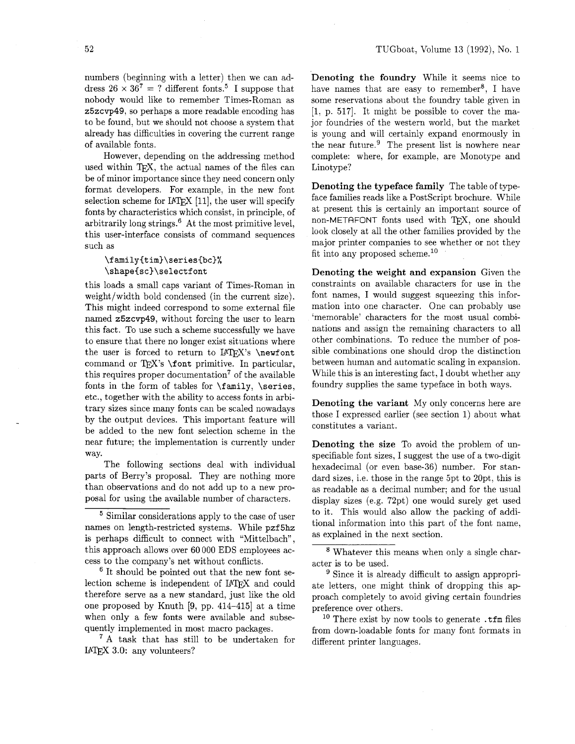numbers (beginning with a letter) then we can address $26 \times 36^7 = ?$ different fonts.[5] I suppose that nobody would like to remember Times-Roman as `z5zcvp49`, so perhaps a more readable encoding has to be found, but we should not choose a system that already has difficulties in covering the current range of available fonts.

However, depending on the addressing method used within TeX, the actual names of the files can be of minor importance since they need concern only format developers. For example, in the new font selection scheme for LaTeX [11], the user will specify fonts by characteristics which consist, in principle, of arbitrarily long strings.[6] At the most primitive level, this user-interface consists of command sequences such as

```
\family{tim}\series{bc}%
\shape{sc}\selectfont
```

this loads a small caps variant of Times-Roman in weight/width bold condensed (in the current size). This might indeed correspond to some external file named `z5zcvp49`, without forcing the user to learn this fact. To use such a scheme successfully we have to ensure that there no longer exist situations where the user is forced to return to LaTeX's `\newfont` command or TeX's `\font` primitive. In particular, this requires proper documentation[7] of the available fonts in the form of tables for `\family`, `\series`, etc., together with the ability to access fonts in arbitrary sizes since many fonts can be scaled nowadays by the output devices. This important feature will be added to the new font selection scheme in the near future; the implementation is currently under way.

The following sections deal with individual parts of Berry's proposal. They are nothing more than observations and do not add up to a new proposal for using the available number of characters.

**Denoting the foundry** While it seems nice to have names that are easy to remember[8], I have some reservations about the foundry table given in [1, p. 517]. It might be possible to cover the major foundries of the western world, but the market is young and will certainly expand enormously in the near future.[9] The present list is nowhere near complete: where, for example, are Monotype and Linotype?

**Denoting the typeface family** The table of typeface families reads like a PostScript brochure. While at present this is certainly an important source of non-METAFONT fonts used with TeX, one should look closely at all the other families provided by the major printer companies to see whether or not they fit into any proposed scheme.[10]

**Denoting the weight and expansion** Given the constraints on available characters for use in the font names, I would suggest squeezing this information into one character. One can probably use 'memorable' characters for the most usual combinations and assign the remaining characters to all other combinations. To reduce the number of possible combinations one should drop the distinction between human and automatic scaling in expansion. While this is an interesting fact, I doubt whether any foundry supplies the same typeface in both ways.

**Denoting the variant** My only concerns here are those I expressed earlier (see section 1) about what constitutes a variant.

**Denoting the size** To avoid the problem of unspecifiable font sizes, I suggest the use of a two-digit hexadecimal (or even base-36) number. For standard sizes, i.e. those in the range 5pt to 20pt, this is as readable as a decimal number; and for the usual display sizes (e.g. 72pt) one would surely get used to it. This would also allow the packing of additional information into this part of the font name, as explained in the next section.

---

[5] Similar considerations apply to the case of user names on length-restricted systems. While `pzf5hz` is perhaps difficult to connect with "Mittelbach", this approach allows over 60 000 EDS employees access to the company's net without conflicts.

[6] It should be pointed out that the new font selection scheme is independent of LaTeX and could therefore serve as a new standard, just like the old one proposed by Knuth [9, pp. 414–415] at a time when only a few fonts were available and subsequently implemented in most macro packages.

[7] A task that has still to be undertaken for LaTeX 3.0: any volunteers?

[8] Whatever this means when only a single character is to be used.

[9] Since it is already difficult to assign appropriate letters, one might think of dropping this approach completely to avoid giving certain foundries preference over others.

[10] There exist by now tools to generate `.tfm` files from down-loadable fonts for many font formats in different printer languages.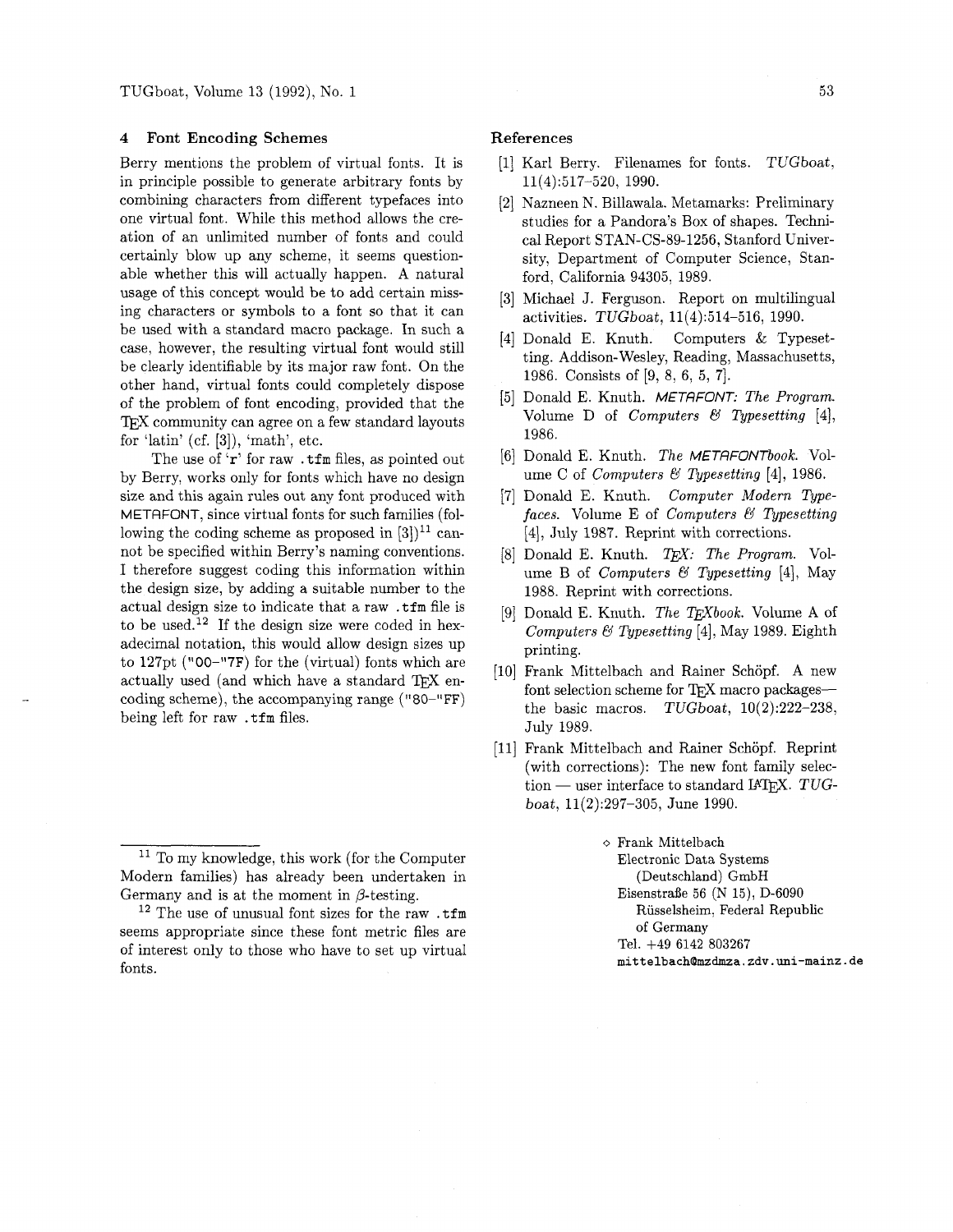## 4 Font Encoding Schemes

Berry mentions the problem of virtual fonts. It is in principle possible to generate arbitrary fonts by combining characters from different typefaces into one virtual font. While this method allows the creation of an unlimited number of fonts and could certainly blow up any scheme, it seems questionable whether this will actually happen. A natural usage of this concept would be to add certain missing characters or symbols to a font so that it can be used with a standard macro package. In such a case, however, the resulting virtual font would still be clearly identifiable by its major raw font. On the other hand, virtual fonts could completely dispose of the problem of font encoding, provided that the TEX community can agree on a few standard layouts for 'latin' (cf. [3]), 'math', etc.

The use of 'r' for raw `.tfm` files, as pointed out by Berry, works only for fonts which have no design size and this again rules out any font produced with METAFONT, since virtual fonts for such families (following the coding scheme as proposed in [3])[11] cannot be specified within Berry's naming conventions. I therefore suggest coding this information within the design size, by adding a suitable number to the actual design size to indicate that a raw `.tfm` file is to be used.[12] If the design size were coded in hexadecimal notation, this would allow design sizes up to 127pt (`"00`–`"7F`) for the (virtual) fonts which are actually used (and which have a standard TEX encoding scheme), the accompanying range (`"80`–`"FF`) being left for raw `.tfm` files.

---

[11] To my knowledge, this work (for the Computer Modern families) has already been undertaken in Germany and is at the moment in $\beta$-testing.

[12] The use of unusual font sizes for the raw `.tfm` seems appropriate since these font metric files are of interest only to those who have to set up virtual fonts.

## References

[1] Karl Berry. Filenames for fonts. *TUGboat*, 11(4):517–520, 1990.

[2] Nazneen N. Billawala. Metamarks: Preliminary studies for a Pandora's Box of shapes. Technical Report STAN-CS-89-1256, Stanford University, Department of Computer Science, Stanford, California 94305, 1989.

[3] Michael J. Ferguson. Report on multilingual activities. *TUGboat*, 11(4):514–516, 1990.

[4] Donald E. Knuth. Computers & Typesetting. Addison-Wesley, Reading, Massachusetts, 1986. Consists of [9, 8, 6, 5, 7].

[5] Donald E. Knuth. *METAFONT: The Program*. Volume D of *Computers & Typesetting* [4], 1986.

[6] Donald E. Knuth. *The METAFONTbook*. Volume C of *Computers & Typesetting* [4], 1986.

[7] Donald E. Knuth. *Computer Modern Typefaces*. Volume E of *Computers & Typesetting* [4], July 1987. Reprint with corrections.

[8] Donald E. Knuth. *TEX: The Program*. Volume B of *Computers & Typesetting* [4], May 1988. Reprint with corrections.

[9] Donald E. Knuth. *The TEXbook*. Volume A of *Computers & Typesetting* [4], May 1989. Eighth printing.

[10] Frank Mittelbach and Rainer Schöpf. A new font selection scheme for TEX macro packages—the basic macros. *TUGboat*, 10(2):222–238, July 1989.

[11] Frank Mittelbach and Rainer Schöpf. Reprint (with corrections): The new font family selection — user interface to standard LATEX. *TUGboat*, 11(2):297–305, June 1990.

◇ Frank Mittelbach
Electronic Data Systems (Deutschland) GmbH
Eisenstraße 56 (N 15), D-6090 Rüsselsheim, Federal Republic of Germany
Tel. +49 6142 803267
`mittelbach@mzdmza.zdv.uni-mainz.de`